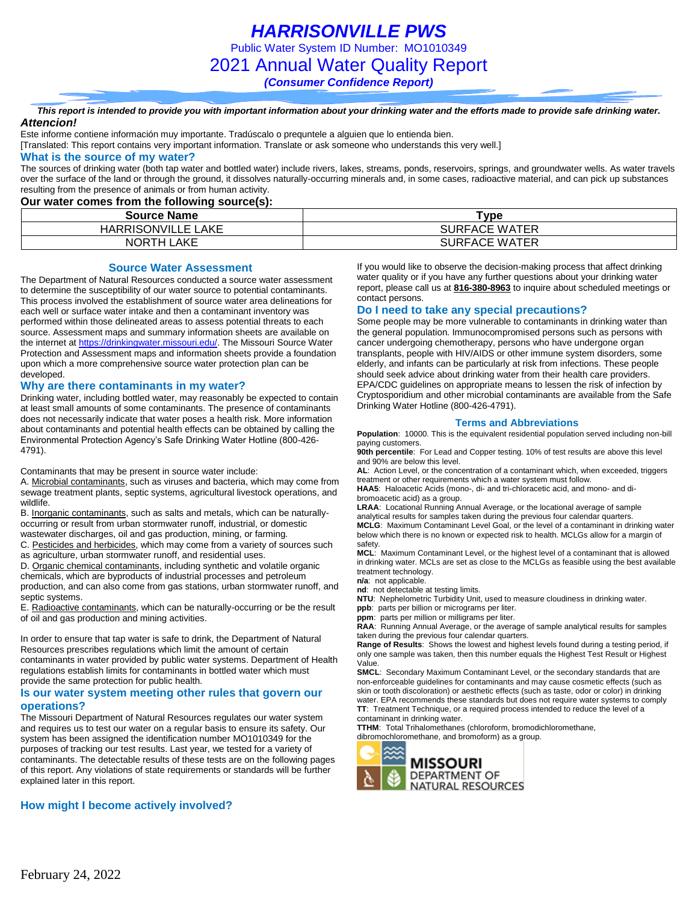# HARRISONVILLE PWS

Public Water System ID Number: MO1010349

## 2021 Annual Water Quality Report

*(Consumer Confidence Report)*

***This report is intended to provide you with important information about your drinking water and the efforts made to provide safe drinking water.***

***Attencion!***

Este informe contiene información muy importante. Tradúscalo o prequntele a alguien que lo entienda bien.
[Translated: This report contains very important information. Translate or ask someone who understands this very well.]

### What is the source of my water?

The sources of drinking water (both tap water and bottled water) include rivers, lakes, streams, ponds, reservoirs, springs, and groundwater wells. As water travels over the surface of the land or through the ground, it dissolves naturally-occurring minerals and, in some cases, radioactive material, and can pick up substances resulting from the presence of animals or from human activity.

**Our water comes from the following source(s):**

| Source Name | Type |
|---|---|
| HARRISONVILLE LAKE | SURFACE WATER |
| NORTH LAKE | SURFACE WATER |

### Source Water Assessment

The Department of Natural Resources conducted a source water assessment to determine the susceptibility of our water source to potential contaminants. This process involved the establishment of source water area delineations for each well or surface water intake and then a contaminant inventory was performed within those delineated areas to assess potential threats to each source. Assessment maps and summary information sheets are available on the internet at https://drinkingwater.missouri.edu/. The Missouri Source Water Protection and Assessment maps and information sheets provide a foundation upon which a more comprehensive source water protection plan can be developed.

### Why are there contaminants in my water?

Drinking water, including bottled water, may reasonably be expected to contain at least small amounts of some contaminants. The presence of contaminants does not necessarily indicate that water poses a health risk. More information about contaminants and potential health effects can be obtained by calling the Environmental Protection Agency's Safe Drinking Water Hotline (800-426-4791).

Contaminants that may be present in source water include:

A. Microbial contaminants, such as viruses and bacteria, which may come from sewage treatment plants, septic systems, agricultural livestock operations, and wildlife.
B. Inorganic contaminants, such as salts and metals, which can be naturally-occurring or result from urban stormwater runoff, industrial, or domestic wastewater discharges, oil and gas production, mining, or farming.
C. Pesticides and herbicides, which may come from a variety of sources such as agriculture, urban stormwater runoff, and residential uses.
D. Organic chemical contaminants, including synthetic and volatile organic chemicals, which are byproducts of industrial processes and petroleum production, and can also come from gas stations, urban stormwater runoff, and septic systems.
E. Radioactive contaminants, which can be naturally-occurring or be the result of oil and gas production and mining activities.

In order to ensure that tap water is safe to drink, the Department of Natural Resources prescribes regulations which limit the amount of certain contaminants in water provided by public water systems. Department of Health regulations establish limits for contaminants in bottled water which must provide the same protection for public health.

### Is our water system meeting other rules that govern our operations?

The Missouri Department of Natural Resources regulates our water system and requires us to test our water on a regular basis to ensure its safety. Our system has been assigned the identification number MO1010349 for the purposes of tracking our test results. Last year, we tested for a variety of contaminants. The detectable results of these tests are on the following pages of this report. Any violations of state requirements or standards will be further explained later in this report.

### How might I become actively involved?

If you would like to observe the decision-making process that affect drinking water quality or if you have any further questions about your drinking water report, please call us at **816-380-8963** to inquire about scheduled meetings or contact persons.

### Do I need to take any special precautions?

Some people may be more vulnerable to contaminants in drinking water than the general population. Immunocompromised persons such as persons with cancer undergoing chemotherapy, persons who have undergone organ transplants, people with HIV/AIDS or other immune system disorders, some elderly, and infants can be particularly at risk from infections. These people should seek advice about drinking water from their health care providers. EPA/CDC guidelines on appropriate means to lessen the risk of infection by Cryptosporidium and other microbial contaminants are available from the Safe Drinking Water Hotline (800-426-4791).

### Terms and Abbreviations

**Population**: 10000. This is the equivalent residential population served including non-bill paying customers.
**90th percentile**: For Lead and Copper testing. 10% of test results are above this level and 90% are below this level.
**AL**: Action Level, or the concentration of a contaminant which, when exceeded, triggers treatment or other requirements which a water system must follow.
**HAA5**: Haloacetic Acids (mono-, di- and tri-chloracetic acid, and mono- and di-bromoacetic acid) as a group.
**LRAA**: Locational Running Annual Average, or the locational average of sample analytical results for samples taken during the previous four calendar quarters.
**MCLG**: Maximum Contaminant Level Goal, or the level of a contaminant in drinking water below which there is no known or expected risk to health. MCLGs allow for a margin of safety.
**MCL**: Maximum Contaminant Level, or the highest level of a contaminant that is allowed in drinking water. MCLs are set as close to the MCLGs as feasible using the best available treatment technology.
**n/a**: not applicable.
**nd**: not detectable at testing limits.
**NTU**: Nephelometric Turbidity Unit, used to measure cloudiness in drinking water.
**ppb**: parts per billion or micrograms per liter.
**ppm**: parts per million or milligrams per liter.
**RAA**: Running Annual Average, or the average of sample analytical results for samples taken during the previous four calendar quarters.
**Range of Results**: Shows the lowest and highest levels found during a testing period, if only one sample was taken, then this number equals the Highest Test Result or Highest Value.
**SMCL**: Secondary Maximum Contaminant Level, or the secondary standards that are non-enforceable guidelines for contaminants and may cause cosmetic effects (such as skin or tooth discoloration) or aesthetic effects (such as taste, odor or color) in drinking water. EPA recommends these standards but does not require water systems to comply.
**TT**: Treatment Technique, or a required process intended to reduce the level of a contaminant in drinking water.
**TTHM**: Total Trihalomethanes (chloroform, bromodichloromethane, dibromochloromethane, and bromoform) as a group.

MISSOURI DEPARTMENT OF NATURAL RESOURCES

February 24, 2022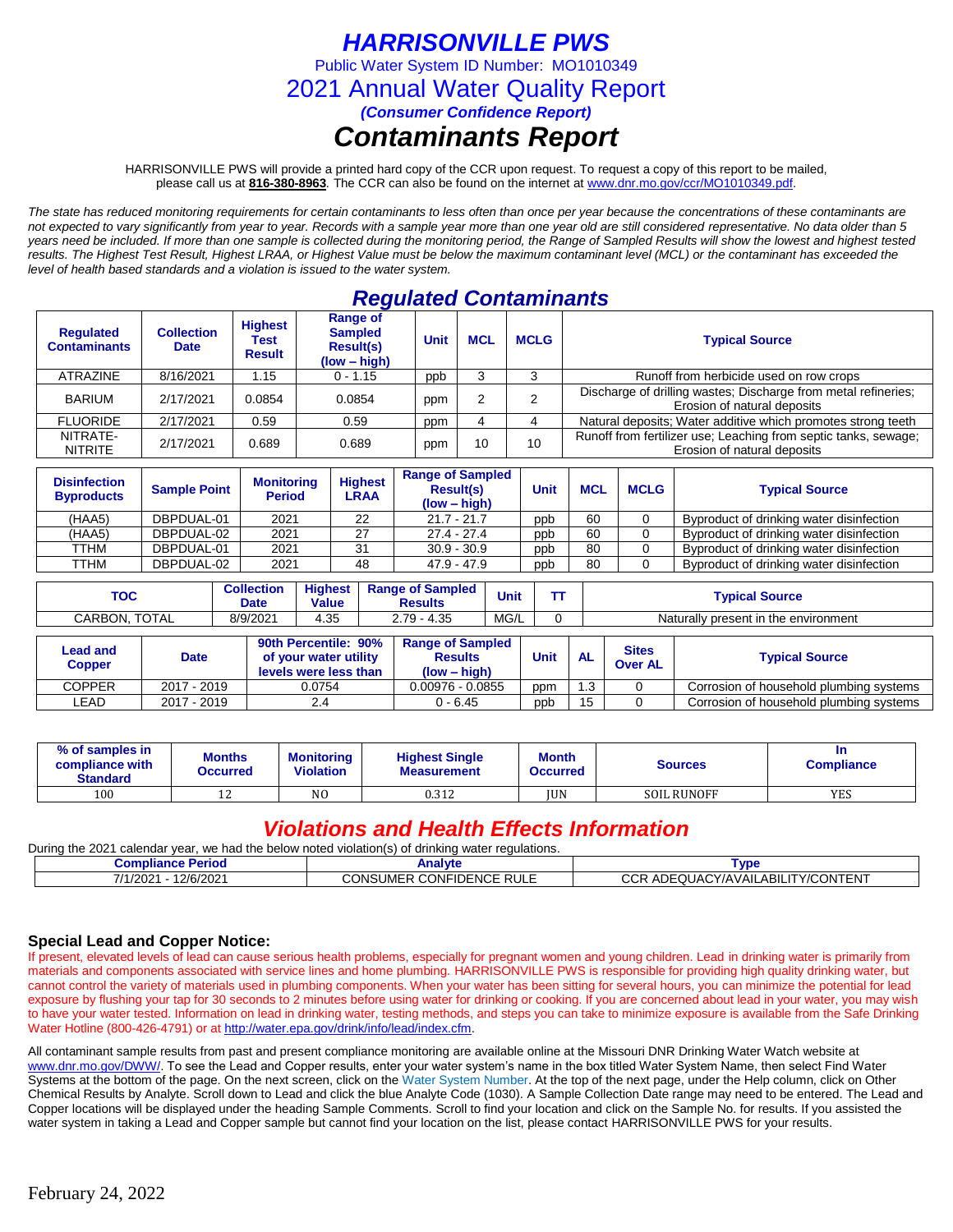# *HARRISONVILLE PWS*

Public Water System ID Number: MO1010349

2021 Annual Water Quality Report

***(Consumer Confidence Report)***

# *Contaminants Report*

HARRISONVILLE PWS will provide a printed hard copy of the CCR upon request. To request a copy of this report to be mailed, please call us at **816-380-8963**. The CCR can also be found on the internet at www.dnr.mo.gov/ccr/MO1010349.pdf.

*The state has reduced monitoring requirements for certain contaminants to less often than once per year because the concentrations of these contaminants are not expected to vary significantly from year to year. Records with a sample year more than one year old are still considered representative. No data older than 5 years need be included. If more than one sample is collected during the monitoring period, the Range of Sampled Results will show the lowest and highest tested results. The Highest Test Result, Highest LRAA, or Highest Value must be below the maximum contaminant level (MCL) or the contaminant has exceeded the level of health based standards and a violation is issued to the water system.*

## *Regulated Contaminants*

| Regulated Contaminants | Collection Date | Highest Test Result | Range of Sampled Result(s) (low – high) | Unit | MCL | MCLG | Typical Source |
|---|---|---|---|---|---|---|---|
| ATRAZINE | 8/16/2021 | 1.15 | 0 - 1.15 | ppb | 3 | 3 | Runoff from herbicide used on row crops |
| BARIUM | 2/17/2021 | 0.0854 | 0.0854 | ppm | 2 | 2 | Discharge of drilling wastes; Discharge from metal refineries; Erosion of natural deposits |
| FLUORIDE | 2/17/2021 | 0.59 | 0.59 | ppm | 4 | 4 | Natural deposits; Water additive which promotes strong teeth |
| NITRATE-NITRITE | 2/17/2021 | 0.689 | 0.689 | ppm | 10 | 10 | Runoff from fertilizer use; Leaching from septic tanks, sewage; Erosion of natural deposits |

| Disinfection Byproducts | Sample Point | Monitoring Period | Highest LRAA | Range of Sampled Result(s) (low – high) | Unit | MCL | MCLG | Typical Source |
|---|---|---|---|---|---|---|---|---|
| (HAA5) | DBPDUAL-01 | 2021 | 22 | 21.7 - 21.7 | ppb | 60 | 0 | Byproduct of drinking water disinfection |
| (HAA5) | DBPDUAL-02 | 2021 | 27 | 27.4 - 27.4 | ppb | 60 | 0 | Byproduct of drinking water disinfection |
| TTHM | DBPDUAL-01 | 2021 | 31 | 30.9 - 30.9 | ppb | 80 | 0 | Byproduct of drinking water disinfection |
| TTHM | DBPDUAL-02 | 2021 | 48 | 47.9 - 47.9 | ppb | 80 | 0 | Byproduct of drinking water disinfection |

| TOC | Collection Date | Highest Value | Range of Sampled Results | Unit | TT | Typical Source |
|---|---|---|---|---|---|---|
| CARBON, TOTAL | 8/9/2021 | 4.35 | 2.79 - 4.35 | MG/L | 0 | Naturally present in the environment |

| Lead and Copper | Date | 90th Percentile: 90% of your water utility levels were less than | Range of Sampled Results (low – high) | Unit | AL | Sites Over AL | Typical Source |
|---|---|---|---|---|---|---|---|
| COPPER | 2017 - 2019 | 0.0754 | 0.00976 - 0.0855 | ppm | 1.3 | 0 | Corrosion of household plumbing systems |
| LEAD | 2017 - 2019 | 2.4 | 0 - 6.45 | ppb | 15 | 0 | Corrosion of household plumbing systems |

| % of samples in compliance with Standard | Months Occurred | Monitoring Violation | Highest Single Measurement | Month Occurred | Sources | In Compliance |
|---|---|---|---|---|---|---|
| 100 | 12 | NO | 0.312 | JUN | SOIL RUNOFF | YES |

## *Violations and Health Effects Information*

During the 2021 calendar year, we had the below noted violation(s) of drinking water regulations.

| Compliance Period | Analyte | Type |
|---|---|---|
| 7/1/2021 - 12/6/2021 | CONSUMER CONFIDENCE RULE | CCR ADEQUACY/AVAILABILITY/CONTENT |

### Special Lead and Copper Notice:

If present, elevated levels of lead can cause serious health problems, especially for pregnant women and young children. Lead in drinking water is primarily from materials and components associated with service lines and home plumbing. HARRISONVILLE PWS is responsible for providing high quality drinking water, but cannot control the variety of materials used in plumbing components. When your water has been sitting for several hours, you can minimize the potential for lead exposure by flushing your tap for 30 seconds to 2 minutes before using water for drinking or cooking. If you are concerned about lead in your water, you may wish to have your water tested. Information on lead in drinking water, testing methods, and steps you can take to minimize exposure is available from the Safe Drinking Water Hotline (800-426-4791) or at http://water.epa.gov/drink/info/lead/index.cfm.

All contaminant sample results from past and present compliance monitoring are available online at the Missouri DNR Drinking Water Watch website at www.dnr.mo.gov/DWW/. To see the Lead and Copper results, enter your water system's name in the box titled Water System Name, then select Find Water Systems at the bottom of the page. On the next screen, click on the Water System Number. At the top of the next page, under the Help column, click on Other Chemical Results by Analyte. Scroll down to Lead and click the blue Analyte Code (1030). A Sample Collection Date range may need to be entered. The Lead and Copper locations will be displayed under the heading Sample Comments. Scroll to find your location and click on the Sample No. for results. If you assisted the water system in taking a Lead and Copper sample but cannot find your location on the list, please contact HARRISONVILLE PWS for your results.

February 24, 2022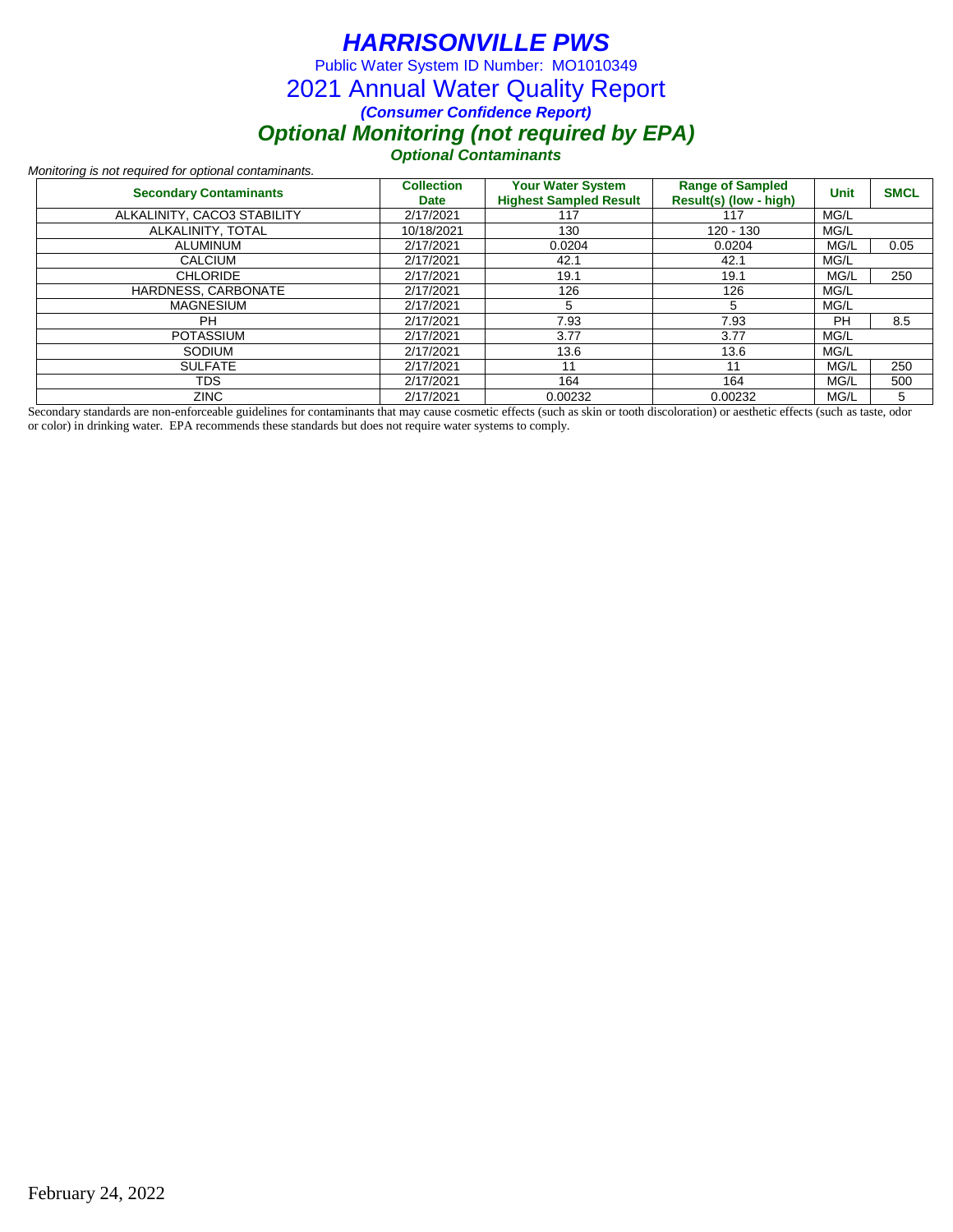# HARRISONVILLE PWS

Public Water System ID Number: MO1010349

## 2021 Annual Water Quality Report

***(Consumer Confidence Report)***

## *Optional Monitoring (not required by EPA)*

***Optional Contaminants***

*Monitoring is not required for optional contaminants.*

| Secondary Contaminants | Collection Date | Your Water System Highest Sampled Result | Range of Sampled Result(s) (low - high) | Unit | SMCL |
|---|---|---|---|---|---|
| ALKALINITY, CACO3 STABILITY | 2/17/2021 | 117 | 117 | MG/L | |
| ALKALINITY, TOTAL | 10/18/2021 | 130 | 120 - 130 | MG/L | |
| ALUMINUM | 2/17/2021 | 0.0204 | 0.0204 | MG/L | 0.05 |
| CALCIUM | 2/17/2021 | 42.1 | 42.1 | MG/L | |
| CHLORIDE | 2/17/2021 | 19.1 | 19.1 | MG/L | 250 |
| HARDNESS, CARBONATE | 2/17/2021 | 126 | 126 | MG/L | |
| MAGNESIUM | 2/17/2021 | 5 | 5 | MG/L | |
| PH | 2/17/2021 | 7.93 | 7.93 | PH | 8.5 |
| POTASSIUM | 2/17/2021 | 3.77 | 3.77 | MG/L | |
| SODIUM | 2/17/2021 | 13.6 | 13.6 | MG/L | |
| SULFATE | 2/17/2021 | 11 | 11 | MG/L | 250 |
| TDS | 2/17/2021 | 164 | 164 | MG/L | 500 |
| ZINC | 2/17/2021 | 0.00232 | 0.00232 | MG/L | 5 |

Secondary standards are non-enforceable guidelines for contaminants that may cause cosmetic effects (such as skin or tooth discoloration) or aesthetic effects (such as taste, odor or color) in drinking water. EPA recommends these standards but does not require water systems to comply.

February 24, 2022